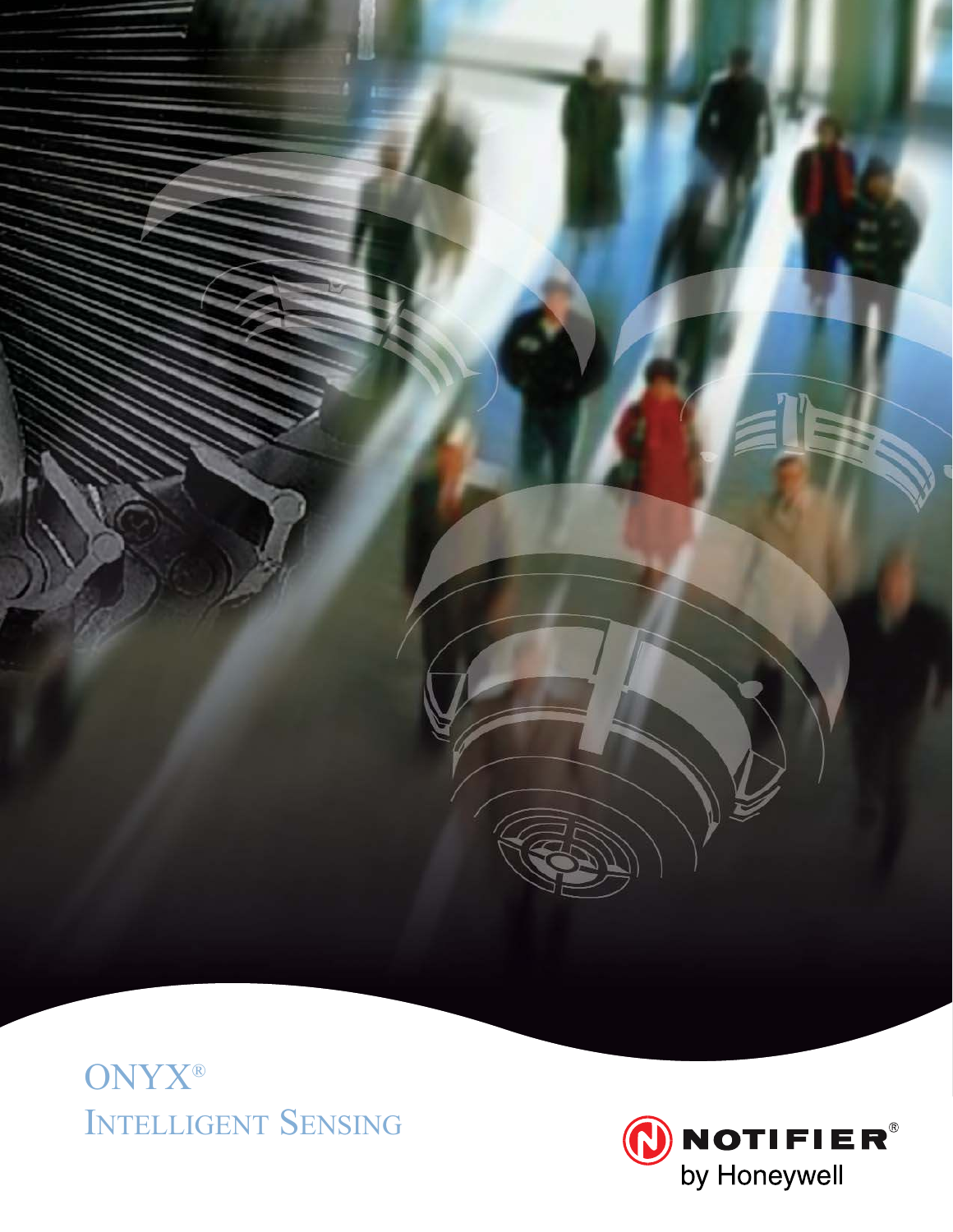# ONYX®

## Intelligent Sensing

NOTIFIER®
by Honeywell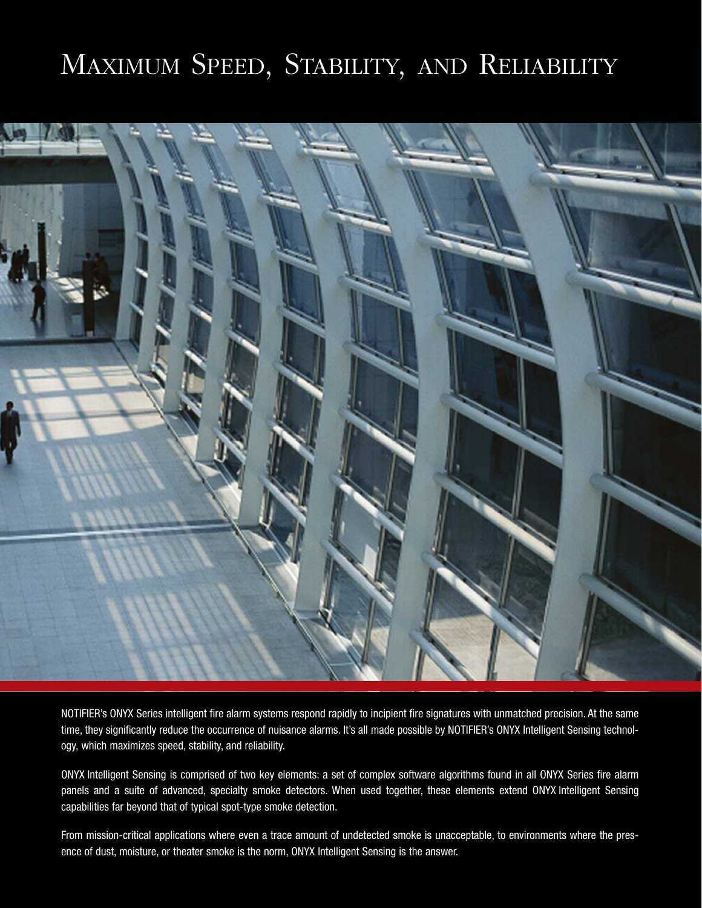# Maximum Speed, Stability, and Reliability

NOTIFIER's ONYX Series intelligent fire alarm systems respond rapidly to incipient fire signatures with unmatched precision. At the same time, they significantly reduce the occurrence of nuisance alarms. It's all made possible by NOTIFIER's ONYX Intelligent Sensing technology, which maximizes speed, stability, and reliability.

ONYX Intelligent Sensing is comprised of two key elements: a set of complex software algorithms found in all ONYX Series fire alarm panels and a suite of advanced, specialty smoke detectors. When used together, these elements extend ONYX Intelligent Sensing capabilities far beyond that of typical spot-type smoke detection.

From mission-critical applications where even a trace amount of undetected smoke is unacceptable, to environments where the presence of dust, moisture, or theater smoke is the norm, ONYX Intelligent Sensing is the answer.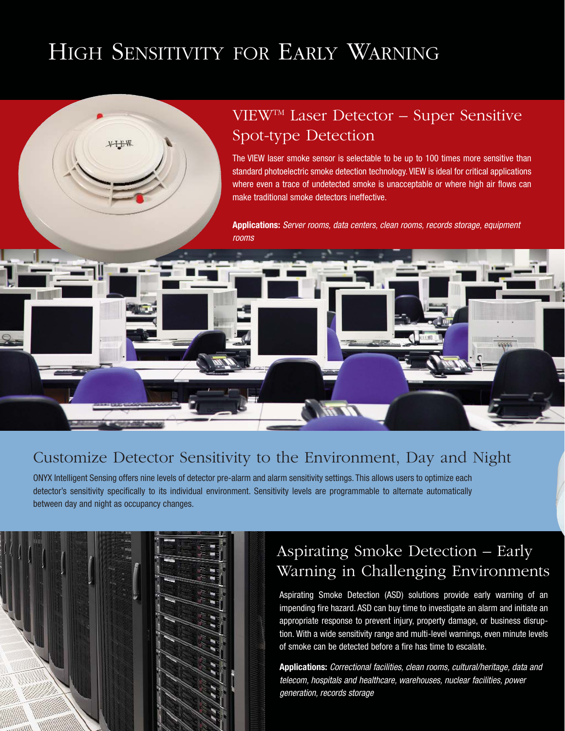# High Sensitivity for Early Warning

## VIEW™ Laser Detector – Super Sensitive Spot-type Detection

The VIEW laser smoke sensor is selectable to be up to 100 times more sensitive than standard photoelectric smoke detection technology. VIEW is ideal for critical applications where even a trace of undetected smoke is unacceptable or where high air flows can make traditional smoke detectors ineffective.

**Applications:** *Server rooms, data centers, clean rooms, records storage, equipment rooms*

## Customize Detector Sensitivity to the Environment, Day and Night

ONYX Intelligent Sensing offers nine levels of detector pre-alarm and alarm sensitivity settings. This allows users to optimize each detector's sensitivity specifically to its individual environment. Sensitivity levels are programmable to alternate automatically between day and night as occupancy changes.

## Aspirating Smoke Detection – Early Warning in Challenging Environments

Aspirating Smoke Detection (ASD) solutions provide early warning of an impending fire hazard. ASD can buy time to investigate an alarm and initiate an appropriate response to prevent injury, property damage, or business disruption. With a wide sensitivity range and multi-level warnings, even minute levels of smoke can be detected before a fire has time to escalate.

**Applications:** *Correctional facilities, clean rooms, cultural/heritage, data and telecom, hospitals and healthcare, warehouses, nuclear facilities, power generation, records storage*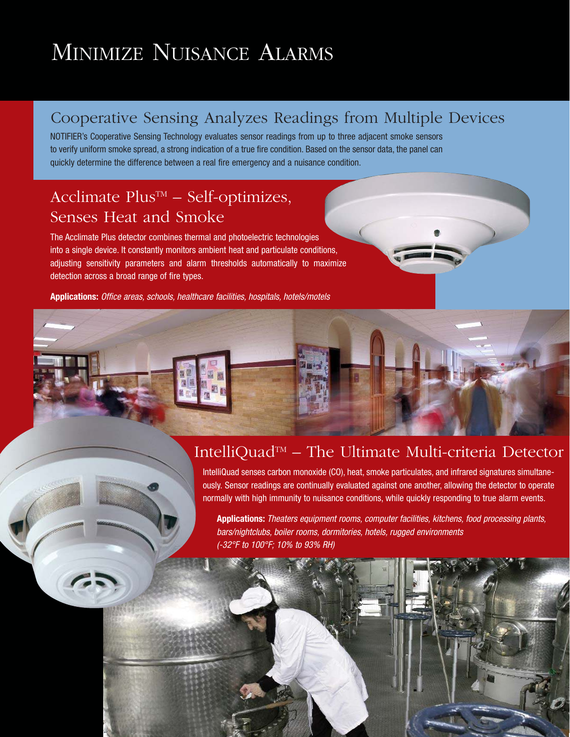# Minimize Nuisance Alarms

## Cooperative Sensing Analyzes Readings from Multiple Devices

NOTIFIER's Cooperative Sensing Technology evaluates sensor readings from up to three adjacent smoke sensors to verify uniform smoke spread, a strong indication of a true fire condition. Based on the sensor data, the panel can quickly determine the difference between a real fire emergency and a nuisance condition.

## Acclimate Plus™ – Self-optimizes, Senses Heat and Smoke

The Acclimate Plus detector combines thermal and photoelectric technologies into a single device. It constantly monitors ambient heat and particulate conditions, adjusting sensitivity parameters and alarm thresholds automatically to maximize detection across a broad range of fire types.

**Applications:** *Office areas, schools, healthcare facilities, hospitals, hotels/motels*

## IntelliQuad™ – The Ultimate Multi-criteria Detector

IntelliQuad senses carbon monoxide (CO), heat, smoke particulates, and infrared signatures simultaneously. Sensor readings are continually evaluated against one another, allowing the detector to operate normally with high immunity to nuisance conditions, while quickly responding to true alarm events.

**Applications:** *Theaters equipment rooms, computer facilities, kitchens, food processing plants, bars/nightclubs, boiler rooms, dormitories, hotels, rugged environments (-32°F to 100°F; 10% to 93% RH)*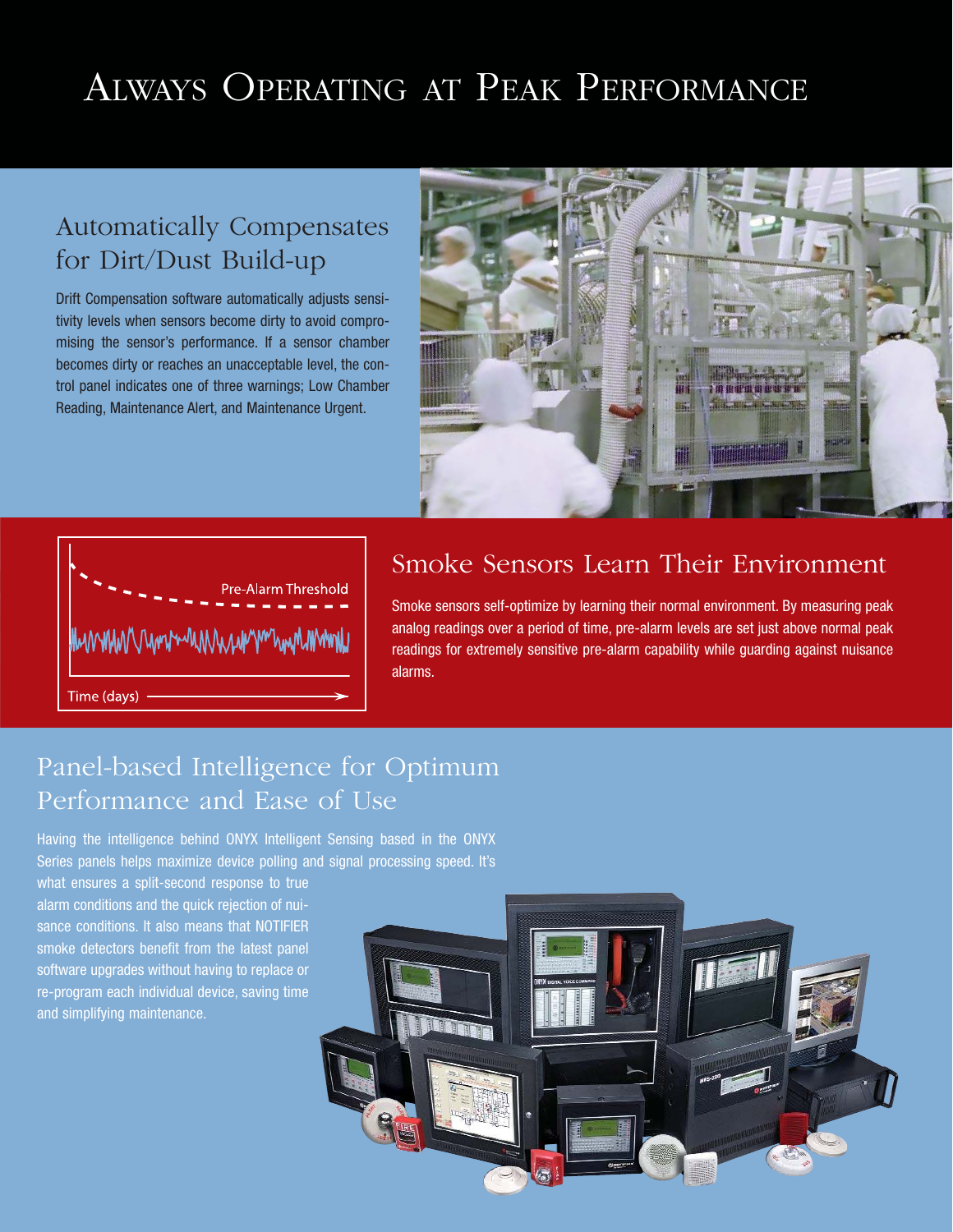# Always Operating at Peak Performance

## Automatically Compensates for Dirt/Dust Build-up

Drift Compensation software automatically adjusts sensitivity levels when sensors become dirty to avoid compromising the sensor's performance. If a sensor chamber becomes dirty or reaches an unacceptable level, the control panel indicates one of three warnings; Low Chamber Reading, Maintenance Alert, and Maintenance Urgent.

Pre-Alarm Threshold

Time (days)

## Smoke Sensors Learn Their Environment

Smoke sensors self-optimize by learning their normal environment. By measuring peak analog readings over a period of time, pre-alarm levels are set just above normal peak readings for extremely sensitive pre-alarm capability while guarding against nuisance alarms.

## Panel-based Intelligence for Optimum Performance and Ease of Use

Having the intelligence behind ONYX Intelligent Sensing based in the ONYX Series panels helps maximize device polling and signal processing speed. It's what ensures a split-second response to true alarm conditions and the quick rejection of nuisance conditions. It also means that NOTIFIER smoke detectors benefit from the latest panel software upgrades without having to replace or re-program each individual device, saving time and simplifying maintenance.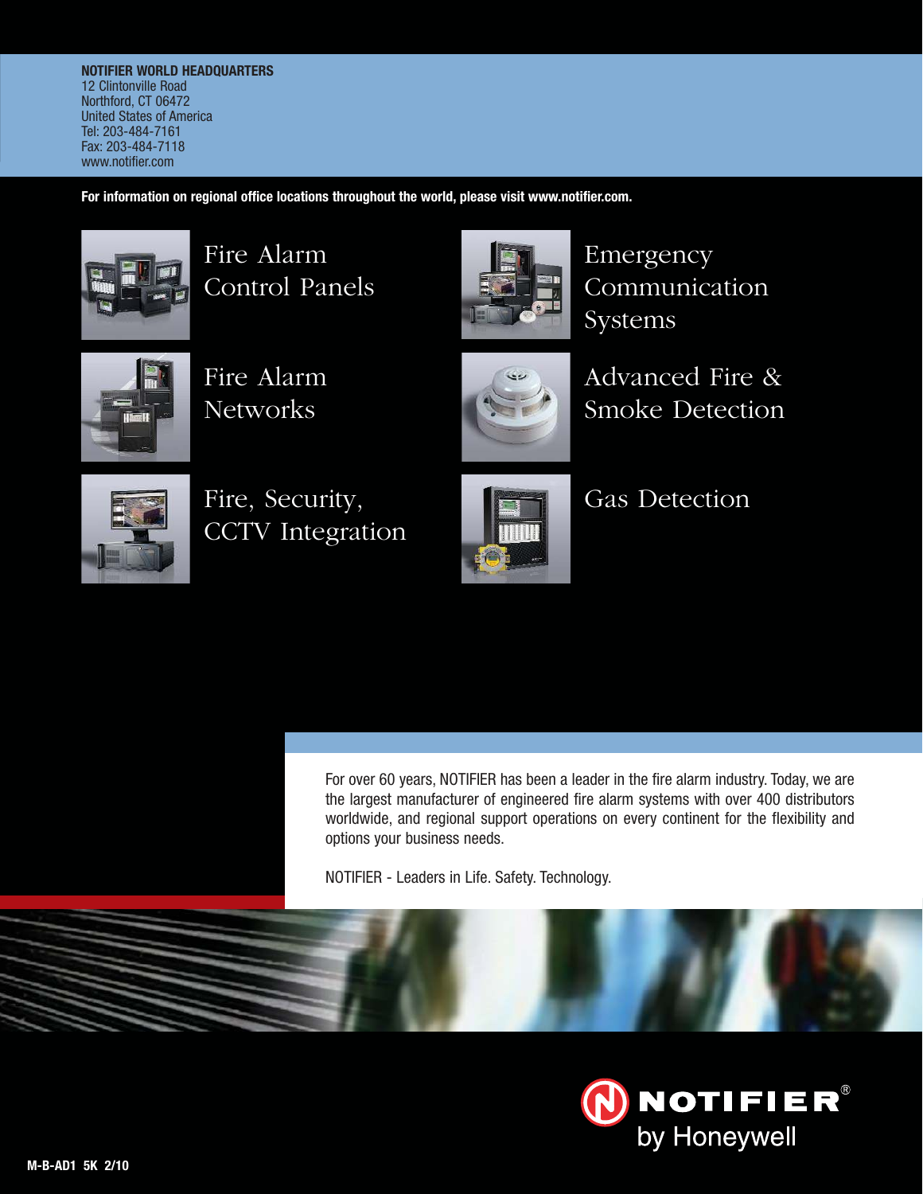**NOTIFIER WORLD HEADQUARTERS**
12 Clintonville Road
Northford, CT 06472
United States of America
Tel: 203-484-7161
Fax: 203-484-7118
www.notifier.com

**For information on regional office locations throughout the world, please visit www.notifier.com.**

Fire Alarm Control Panels

Emergency Communication Systems

Fire Alarm Networks

Advanced Fire & Smoke Detection

Fire, Security, CCTV Integration

Gas Detection

For over 60 years, NOTIFIER has been a leader in the fire alarm industry. Today, we are the largest manufacturer of engineered fire alarm systems with over 400 distributors worldwide, and regional support operations on every continent for the flexibility and options your business needs.

NOTIFIER - Leaders in Life. Safety. Technology.

NOTIFIER® by Honeywell

**M-B-AD1 5K 2/10**